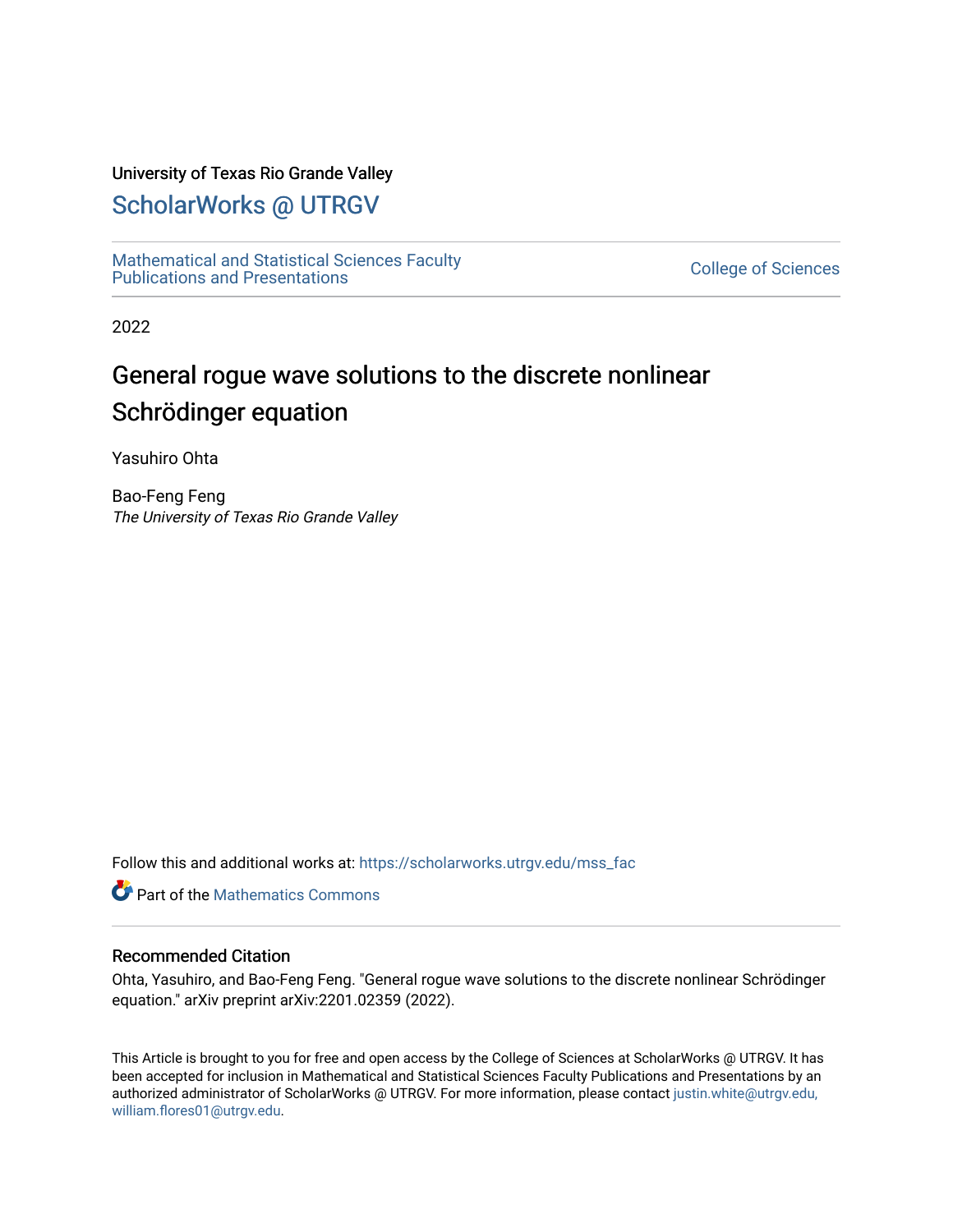University of Texas Rio Grande Valley

# ScholarWorks @ UTRGV

Mathematical and Statistical Sciences Faculty Publications and Presentations

College of Sciences

2022

## General rogue wave solutions to the discrete nonlinear Schrödinger equation

Yasuhiro Ohta

Bao-Feng Feng
*The University of Texas Rio Grande Valley*

Follow this and additional works at: https://scholarworks.utrgv.edu/mss_fac

Part of the Mathematics Commons

### Recommended Citation

Ohta, Yasuhiro, and Bao-Feng Feng. "General rogue wave solutions to the discrete nonlinear Schrödinger equation." arXiv preprint arXiv:2201.02359 (2022).

This Article is brought to you for free and open access by the College of Sciences at ScholarWorks @ UTRGV. It has been accepted for inclusion in Mathematical and Statistical Sciences Faculty Publications and Presentations by an authorized administrator of ScholarWorks @ UTRGV. For more information, please contact justin.white@utrgv.edu, william.flores01@utrgv.edu.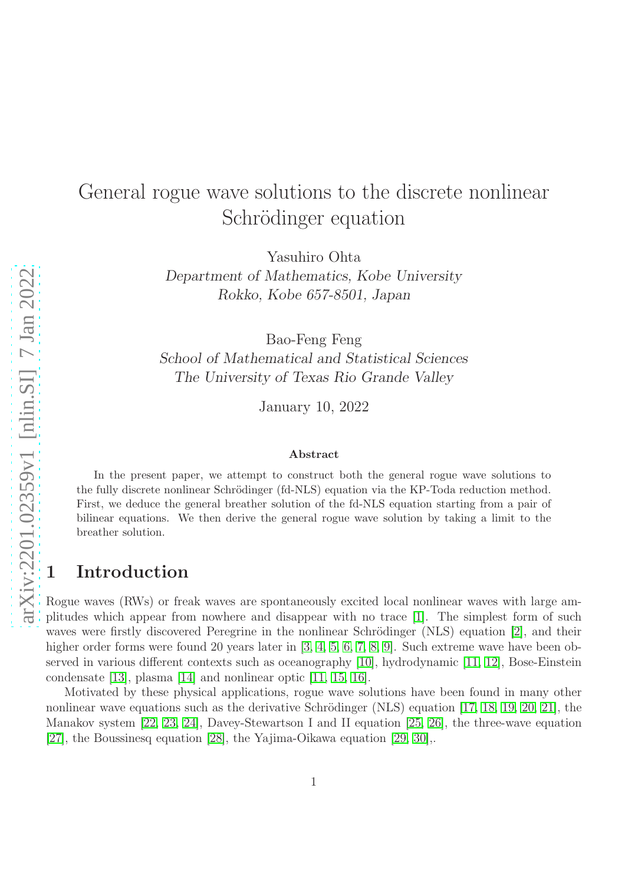# General rogue wave solutions to the discrete nonlinear Schrödinger equation

Yasuhiro Ohta
*Department of Mathematics, Kobe University*
*Rokko, Kobe 657-8501, Japan*

Bao-Feng Feng
*School of Mathematical and Statistical Sciences*
*The University of Texas Rio Grande Valley*

January 10, 2022

### Abstract

In the present paper, we attempt to construct both the general rogue wave solutions to the fully discrete nonlinear Schrödinger (fd-NLS) equation via the KP-Toda reduction method. First, we deduce the general breather solution of the fd-NLS equation starting from a pair of bilinear equations. We then derive the general rogue wave solution by taking a limit to the breather solution.

## 1 Introduction

Rogue waves (RWs) or freak waves are spontaneously excited local nonlinear waves with large amplitudes which appear from nowhere and disappear with no trace [1]. The simplest form of such waves were firstly discovered Peregrine in the nonlinear Schrödinger (NLS) equation [2], and their higher order forms were found 20 years later in [3, 4, 5, 6, 7, 8, 9]. Such extreme wave have been observed in various different contexts such as oceanography [10], hydrodynamic [11, 12], Bose-Einstein condensate [13], plasma [14] and nonlinear optic [11, 15, 16].

Motivated by these physical applications, rogue wave solutions have been found in many other nonlinear wave equations such as the derivative Schrödinger (NLS) equation [17, 18, 19, 20, 21], the Manakov system [22, 23, 24], Davey-Stewartson I and II equation [25, 26], the three-wave equation [27], the Boussinesq equation [28], the Yajima-Oikawa equation [29, 30],.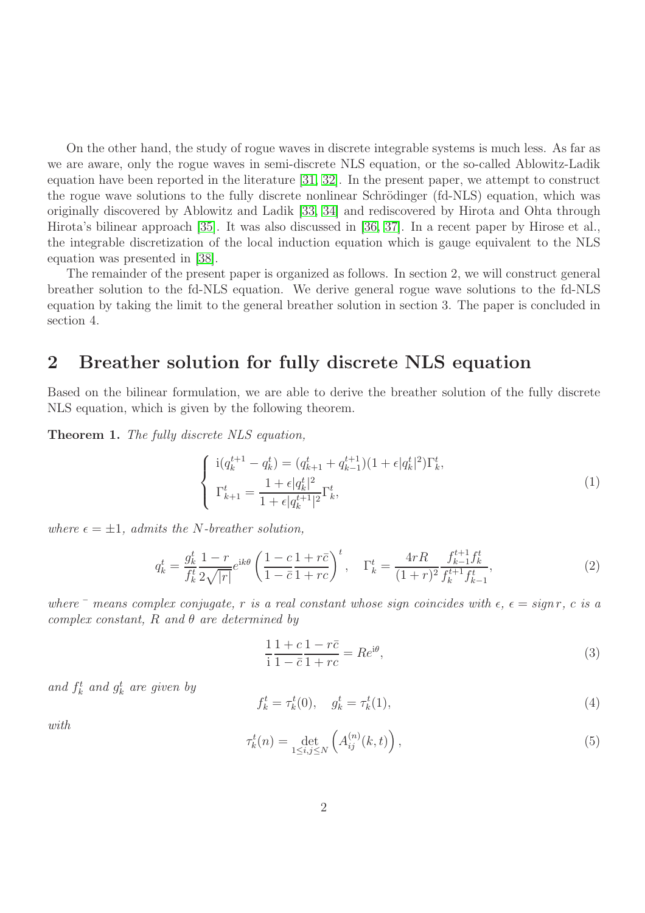On the other hand, the study of rogue waves in discrete integrable systems is much less. As far as we are aware, only the rogue waves in semi-discrete NLS equation, or the so-called Ablowitz-Ladik equation have been reported in the literature [31, 32]. In the present paper, we attempt to construct the rogue wave solutions to the fully discrete nonlinear Schrödinger (fd-NLS) equation, which was originally discovered by Ablowitz and Ladik [33, 34] and rediscovered by Hirota and Ohta through Hirota's bilinear approach [35]. It was also discussed in [36, 37]. In a recent paper by Hirose et al., the integrable discretization of the local induction equation which is gauge equivalent to the NLS equation was presented in [38].

The remainder of the present paper is organized as follows. In section 2, we will construct general breather solution to the fd-NLS equation. We derive general rogue wave solutions to the fd-NLS equation by taking the limit to the general breather solution in section 3. The paper is concluded in section 4.

## 2 Breather solution for fully discrete NLS equation

Based on the bilinear formulation, we are able to derive the breather solution of the fully discrete NLS equation, which is given by the following theorem.

**Theorem 1.** *The fully discrete NLS equation,*

$$
\left\{
\begin{array}{l}
\mathrm{i}(q_k^{t+1} - q_k^t) = (q_{k+1}^t + q_{k-1}^{t+1})(1 + \epsilon |q_k^t|^2)\Gamma_k^t, \\
\Gamma_{k+1}^t = \dfrac{1 + \epsilon |q_k^t|^2}{1 + \epsilon |q_k^{t+1}|^2}\Gamma_k^t,
\end{array}
\right.
\tag{1}
$$

*where $\epsilon = \pm 1$, admits the N-breather solution,*

$$
q_k^t = \frac{g_k^t}{f_k^t}\frac{1-r}{2\sqrt{|r|}}e^{\mathrm{i}k\theta}\left(\frac{1-c}{1-\bar{c}}\frac{1+r\bar{c}}{1+rc}\right)^t, \quad \Gamma_k^t = \frac{4rR}{(1+r)^2}\frac{f_{k-1}^{t+1}f_k^t}{f_k^{t+1}f_{k-1}^t},
\tag{2}
$$

*where $\bar{}$ means complex conjugate, $r$ is a real constant whose sign coincides with $\epsilon$, $\epsilon = \mathrm{sign}\, r$, $c$ is a complex constant, $R$ and $\theta$ are determined by*

$$
\frac{1}{\mathrm{i}}\frac{1+c}{1-\bar{c}}\frac{1-r\bar{c}}{1+rc} = Re^{\mathrm{i}\theta},
\tag{3}
$$

*and $f_k^t$ and $g_k^t$ are given by*

$$
f_k^t = \tau_k^t(0), \quad g_k^t = \tau_k^t(1),
\tag{4}
$$

*with*

$$
\tau_k^t(n) = \det_{1\le i,j\le N}\left(A_{ij}^{(n)}(k,t)\right),
\tag{5}
$$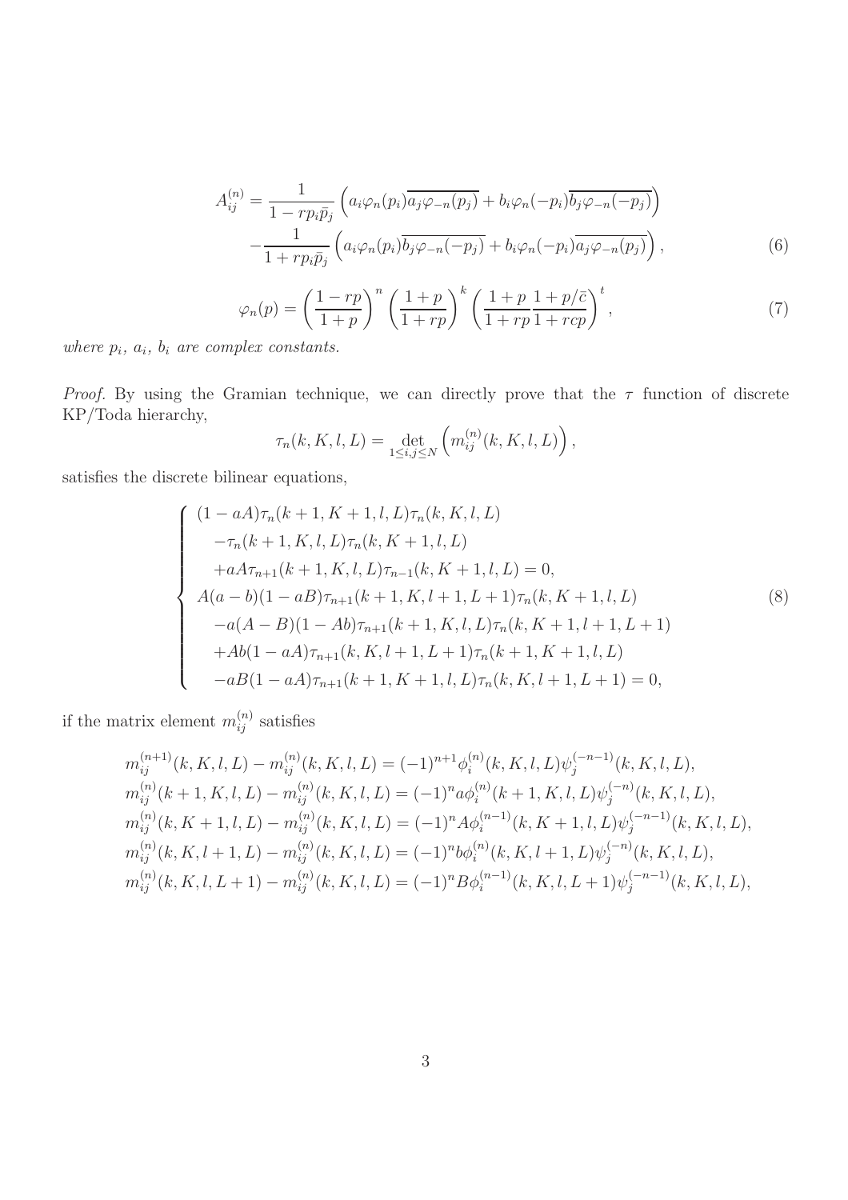$$
\begin{aligned}
A_{ij}^{(n)} &= \frac{1}{1-rp_i\bar{p}_j}\left(a_i\varphi_n(p_i)\overline{a_j\varphi_{-n}(p_j)} + b_i\varphi_n(-p_i)\overline{b_j\varphi_{-n}(-p_j)}\right) \\
&\quad -\frac{1}{1+rp_i\bar{p}_j}\left(a_i\varphi_n(p_i)\overline{b_j\varphi_{-n}(-p_j)} + b_i\varphi_n(-p_i)\overline{a_j\varphi_{-n}(p_j)}\right),
\end{aligned} \tag{6}
$$

$$
\varphi_n(p) = \left(\frac{1-rp}{1+p}\right)^n \left(\frac{1+p}{1+rp}\right)^k \left(\frac{1+p}{1+rp}\frac{1+p/\bar{c}}{1+rcp}\right)^t, \tag{7}
$$

*where $p_i$, $a_i$, $b_i$ are complex constants.*

*Proof.* By using the Gramian technique, we can directly prove that the $\tau$ function of discrete KP/Toda hierarchy,

$$
\tau_n(k,K,l,L) = \det_{1\le i,j\le N}\left(m_{ij}^{(n)}(k,K,l,L)\right),
$$

satisfies the discrete bilinear equations,

$$
\left\{
\begin{aligned}
&(1-aA)\tau_n(k+1,K+1,l,L)\tau_n(k,K,l,L) \\
&\quad -\tau_n(k+1,K,l,L)\tau_n(k,K+1,l,L) \\
&\quad +aA\tau_{n+1}(k+1,K,l,L)\tau_{n-1}(k,K+1,l,L) = 0, \\
&A(a-b)(1-aB)\tau_{n+1}(k+1,K,l+1,L+1)\tau_n(k,K+1,l,L) \\
&\quad -a(A-B)(1-Ab)\tau_{n+1}(k+1,K,l,L)\tau_n(k,K+1,l+1,L+1) \\
&\quad +Ab(1-aA)\tau_{n+1}(k,K,l+1,L+1)\tau_n(k+1,K+1,l,L) \\
&\quad -aB(1-aA)\tau_{n+1}(k+1,K+1,l,L)\tau_n(k,K,l+1,L+1) = 0,
\end{aligned}
\right. \tag{8}
$$

if the matrix element $m_{ij}^{(n)}$ satisfies

$$
\begin{aligned}
&m_{ij}^{(n+1)}(k,K,l,L) - m_{ij}^{(n)}(k,K,l,L) = (-1)^{n+1}\phi_i^{(n)}(k,K,l,L)\psi_j^{(-n-1)}(k,K,l,L), \\
&m_{ij}^{(n)}(k+1,K,l,L) - m_{ij}^{(n)}(k,K,l,L) = (-1)^n a\phi_i^{(n)}(k+1,K,l,L)\psi_j^{(-n)}(k,K,l,L), \\
&m_{ij}^{(n)}(k,K+1,l,L) - m_{ij}^{(n)}(k,K,l,L) = (-1)^n A\phi_i^{(n-1)}(k,K+1,l,L)\psi_j^{(-n-1)}(k,K,l,L), \\
&m_{ij}^{(n)}(k,K,l+1,L) - m_{ij}^{(n)}(k,K,l,L) = (-1)^n b\phi_i^{(n)}(k,K,l+1,L)\psi_j^{(-n)}(k,K,l,L), \\
&m_{ij}^{(n)}(k,K,l,L+1) - m_{ij}^{(n)}(k,K,l,L) = (-1)^n B\phi_i^{(n-1)}(k,K,l,L+1)\psi_j^{(-n-1)}(k,K,l,L),
\end{aligned}
$$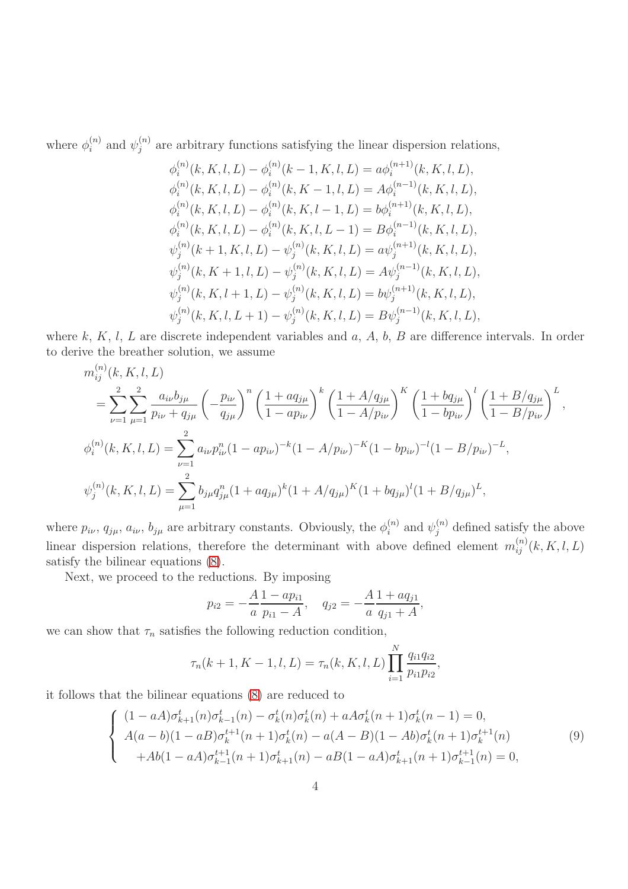where $\phi_i^{(n)}$ and $\psi_j^{(n)}$ are arbitrary functions satisfying the linear dispersion relations,

$$
\begin{aligned}
\phi_i^{(n)}(k,K,l,L)-\phi_i^{(n)}(k-1,K,l,L)&=a\phi_i^{(n+1)}(k,K,l,L),\\
\phi_i^{(n)}(k,K,l,L)-\phi_i^{(n)}(k,K-1,l,L)&=A\phi_i^{(n-1)}(k,K,l,L),\\
\phi_i^{(n)}(k,K,l,L)-\phi_i^{(n)}(k,K,l-1,L)&=b\phi_i^{(n+1)}(k,K,l,L),\\
\phi_i^{(n)}(k,K,l,L)-\phi_i^{(n)}(k,K,l,L-1)&=B\phi_i^{(n-1)}(k,K,l,L),\\
\psi_j^{(n)}(k+1,K,l,L)-\psi_j^{(n)}(k,K,l,L)&=a\psi_j^{(n+1)}(k,K,l,L),\\
\psi_j^{(n)}(k,K+1,l,L)-\psi_j^{(n)}(k,K,l,L)&=A\psi_j^{(n-1)}(k,K,l,L),\\
\psi_j^{(n)}(k,K,l+1,L)-\psi_j^{(n)}(k,K,l,L)&=b\psi_j^{(n+1)}(k,K,l,L),\\
\psi_j^{(n)}(k,K,l,L+1)-\psi_j^{(n)}(k,K,l,L)&=B\psi_j^{(n-1)}(k,K,l,L),
\end{aligned}
$$

where $k$, $K$, $l$, $L$ are discrete independent variables and $a$, $A$, $b$, $B$ are difference intervals. In order to derive the breather solution, we assume

$$
\begin{aligned}
&m_{ij}^{(n)}(k,K,l,L)\\
&\quad=\sum_{\nu=1}^{2}\sum_{\mu=1}^{2}\frac{a_{i\nu}b_{j\mu}}{p_{i\nu}+q_{j\mu}}\left(-\frac{p_{i\nu}}{q_{j\mu}}\right)^{n}\left(\frac{1+aq_{j\mu}}{1-ap_{i\nu}}\right)^{k}\left(\frac{1+A/q_{j\mu}}{1-A/p_{i\nu}}\right)^{K}\left(\frac{1+bq_{j\mu}}{1-bp_{i\nu}}\right)^{l}\left(\frac{1+B/q_{j\mu}}{1-B/p_{i\nu}}\right)^{L},\\
&\phi_i^{(n)}(k,K,l,L)=\sum_{\nu=1}^{2}a_{i\nu}p_{i\nu}^{n}(1-ap_{i\nu})^{-k}(1-A/p_{i\nu})^{-K}(1-bp_{i\nu})^{-l}(1-B/p_{i\nu})^{-L},\\
&\psi_j^{(n)}(k,K,l,L)=\sum_{\mu=1}^{2}b_{j\mu}q_{j\mu}^{n}(1+aq_{j\mu})^{k}(1+A/q_{j\mu})^{K}(1+bq_{j\mu})^{l}(1+B/q_{j\mu})^{L},
\end{aligned}
$$

where $p_{i\nu}$, $q_{j\mu}$, $a_{i\nu}$, $b_{j\mu}$ are arbitrary constants. Obviously, the $\phi_i^{(n)}$ and $\psi_j^{(n)}$ defined satisfy the above linear dispersion relations, therefore the determinant with above defined element $m_{ij}^{(n)}(k,K,l,L)$ satisfy the bilinear equations (8).

Next, we proceed to the reductions. By imposing

$$
p_{i2}=-\frac{A}{a}\frac{1-ap_{i1}}{p_{i1}-A},\quad q_{j2}=-\frac{A}{a}\frac{1+aq_{j1}}{q_{j1}+A},
$$

we can show that $\tau_n$ satisfies the following reduction condition,

$$
\tau_n(k+1,K-1,l,L)=\tau_n(k,K,l,L)\prod_{i=1}^{N}\frac{q_{i1}q_{i2}}{p_{i1}p_{i2}},
$$

it follows that the bilinear equations (8) are reduced to

$$
\left\{
\begin{aligned}
&(1-aA)\sigma_{k+1}^{t}(n)\sigma_{k-1}^{t}(n)-\sigma_k^t(n)\sigma_k^t(n)+aA\sigma_k^t(n+1)\sigma_k^t(n-1)=0,\\
&A(a-b)(1-aB)\sigma_k^{t+1}(n+1)\sigma_k^t(n)-a(A-B)(1-Ab)\sigma_k^t(n+1)\sigma_k^{t+1}(n)\\
&\quad+Ab(1-aA)\sigma_{k-1}^{t+1}(n+1)\sigma_{k+1}^{t}(n)-aB(1-aA)\sigma_{k+1}^{t}(n+1)\sigma_{k-1}^{t+1}(n)=0,
\end{aligned}
\right. \tag{9}
$$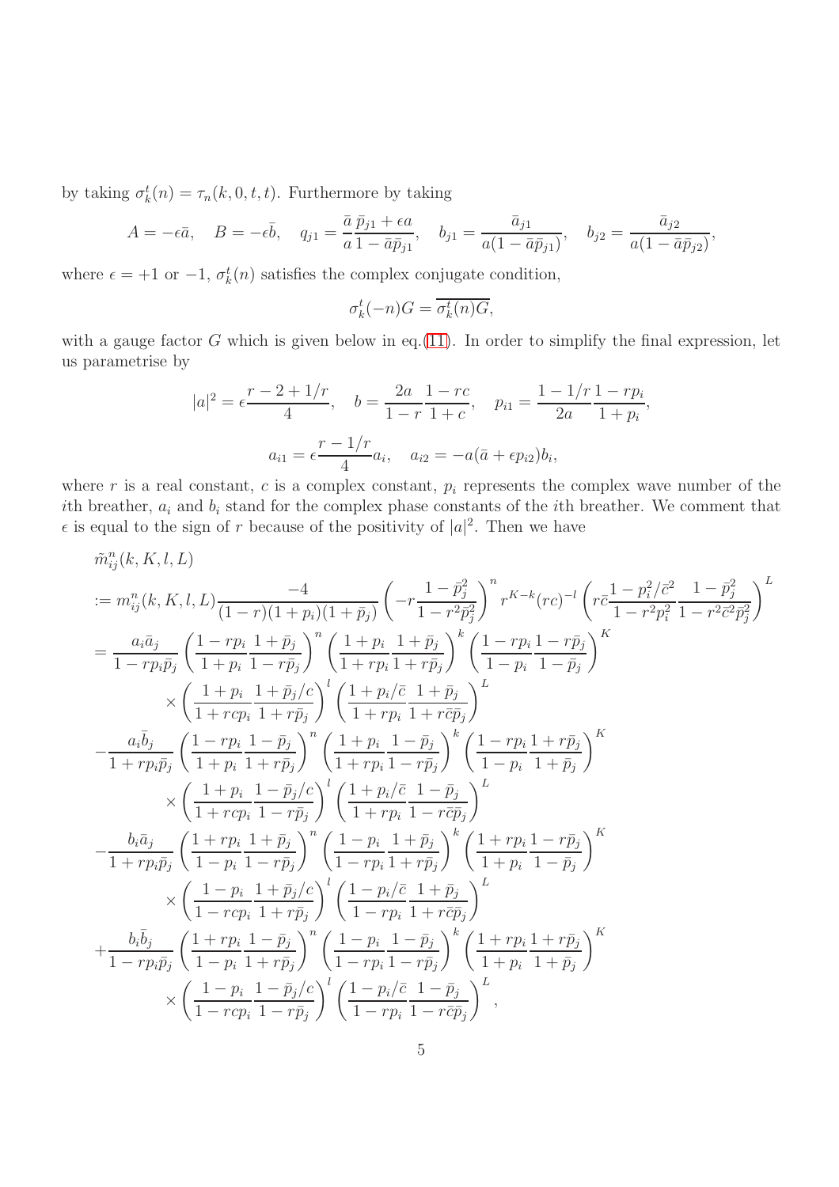by taking $\sigma_k^t(n) = \tau_n(k, 0, t, t)$. Furthermore by taking

$$A = -\epsilon\bar{a}, \quad B = -\epsilon\bar{b}, \quad q_{j1} = \frac{\bar{a}}{a}\frac{\bar{p}_{j1} + \epsilon a}{1 - \bar{a}\bar{p}_{j1}}, \quad b_{j1} = \frac{\bar{a}_{j1}}{a(1 - \bar{a}\bar{p}_{j1})}, \quad b_{j2} = \frac{\bar{a}_{j2}}{a(1 - \bar{a}\bar{p}_{j2})},$$

where $\epsilon = +1$ or $-1$, $\sigma_k^t(n)$ satisfies the complex conjugate condition,

$$\sigma_k^t(-n)G = \overline{\sigma_k^t(n)G},$$

with a gauge factor $G$ which is given below in eq.(11). In order to simplify the final expression, let us parametrise by

$$|a|^2 = \epsilon\frac{r - 2 + 1/r}{4}, \quad b = \frac{2a}{1 - r}\frac{1 - rc}{1 + c}, \quad p_{i1} = \frac{1 - 1/r}{2a}\frac{1 - rp_i}{1 + p_i},$$

$$a_{i1} = \epsilon\frac{r - 1/r}{4}a_i, \quad a_{i2} = -a(\bar{a} + \epsilon p_{i2})b_i,$$

where $r$ is a real constant, $c$ is a complex constant, $p_i$ represents the complex wave number of the $i$th breather, $a_i$ and $b_i$ stand for the complex phase constants of the $i$th breather. We comment that $\epsilon$ is equal to the sign of $r$ because of the positivity of $|a|^2$. Then we have

$$\begin{aligned}
&\tilde{m}_{ij}^n(k, K, l, L) \\
&:= m_{ij}^n(k, K, l, L)\frac{-4}{(1 - r)(1 + p_i)(1 + \bar{p}_j)}\left(-r\frac{1 - \bar{p}_j^2}{1 - r^2\bar{p}_j^2}\right)^n r^{K-k}(rc)^{-l}\left(r\bar{c}\frac{1 - p_i^2/\bar{c}^2}{1 - r^2p_i^2}\frac{1 - \bar{p}_j^2}{1 - r^2\bar{c}^2\bar{p}_j^2}\right)^L \\
&= \frac{a_i\bar{a}_j}{1 - rp_i\bar{p}_j}\left(\frac{1 - rp_i}{1 + p_i}\frac{1 + \bar{p}_j}{1 - r\bar{p}_j}\right)^n\left(\frac{1 + p_i}{1 + rp_i}\frac{1 + \bar{p}_j}{1 + r\bar{p}_j}\right)^k\left(\frac{1 - rp_i}{1 - p_i}\frac{1 - r\bar{p}_j}{1 - \bar{p}_j}\right)^K \\
&\qquad \times\left(\frac{1 + p_i}{1 + rcp_i}\frac{1 + \bar{p}_j/c}{1 + r\bar{p}_j}\right)^l\left(\frac{1 + p_i/\bar{c}}{1 + rp_i}\frac{1 + \bar{p}_j}{1 + r\bar{c}\bar{p}_j}\right)^L \\
&-\frac{a_i\bar{b}_j}{1 + rp_i\bar{p}_j}\left(\frac{1 - rp_i}{1 + p_i}\frac{1 - \bar{p}_j}{1 + r\bar{p}_j}\right)^n\left(\frac{1 + p_i}{1 + rp_i}\frac{1 - \bar{p}_j}{1 - r\bar{p}_j}\right)^k\left(\frac{1 - rp_i}{1 - p_i}\frac{1 + r\bar{p}_j}{1 + \bar{p}_j}\right)^K \\
&\qquad \times\left(\frac{1 + p_i}{1 + rcp_i}\frac{1 - \bar{p}_j/c}{1 - r\bar{p}_j}\right)^l\left(\frac{1 + p_i/\bar{c}}{1 + rp_i}\frac{1 - \bar{p}_j}{1 - r\bar{c}\bar{p}_j}\right)^L \\
&-\frac{b_i\bar{a}_j}{1 + rp_i\bar{p}_j}\left(\frac{1 + rp_i}{1 - p_i}\frac{1 + \bar{p}_j}{1 - r\bar{p}_j}\right)^n\left(\frac{1 - p_i}{1 - rp_i}\frac{1 + \bar{p}_j}{1 + r\bar{p}_j}\right)^k\left(\frac{1 + rp_i}{1 + p_i}\frac{1 - r\bar{p}_j}{1 - \bar{p}_j}\right)^K \\
&\qquad \times\left(\frac{1 - p_i}{1 - rcp_i}\frac{1 + \bar{p}_j/c}{1 + r\bar{p}_j}\right)^l\left(\frac{1 - p_i/\bar{c}}{1 - rp_i}\frac{1 + \bar{p}_j}{1 + r\bar{c}\bar{p}_j}\right)^L \\
&+\frac{b_i\bar{b}_j}{1 - rp_i\bar{p}_j}\left(\frac{1 + rp_i}{1 - p_i}\frac{1 - \bar{p}_j}{1 + r\bar{p}_j}\right)^n\left(\frac{1 - p_i}{1 - rp_i}\frac{1 - \bar{p}_j}{1 - r\bar{p}_j}\right)^k\left(\frac{1 + rp_i}{1 + p_i}\frac{1 + r\bar{p}_j}{1 + \bar{p}_j}\right)^K \\
&\qquad \times\left(\frac{1 - p_i}{1 - rcp_i}\frac{1 - \bar{p}_j/c}{1 - r\bar{p}_j}\right)^l\left(\frac{1 - p_i/\bar{c}}{1 - rp_i}\frac{1 - \bar{p}_j}{1 - r\bar{c}\bar{p}_j}\right)^L,
\end{aligned}$$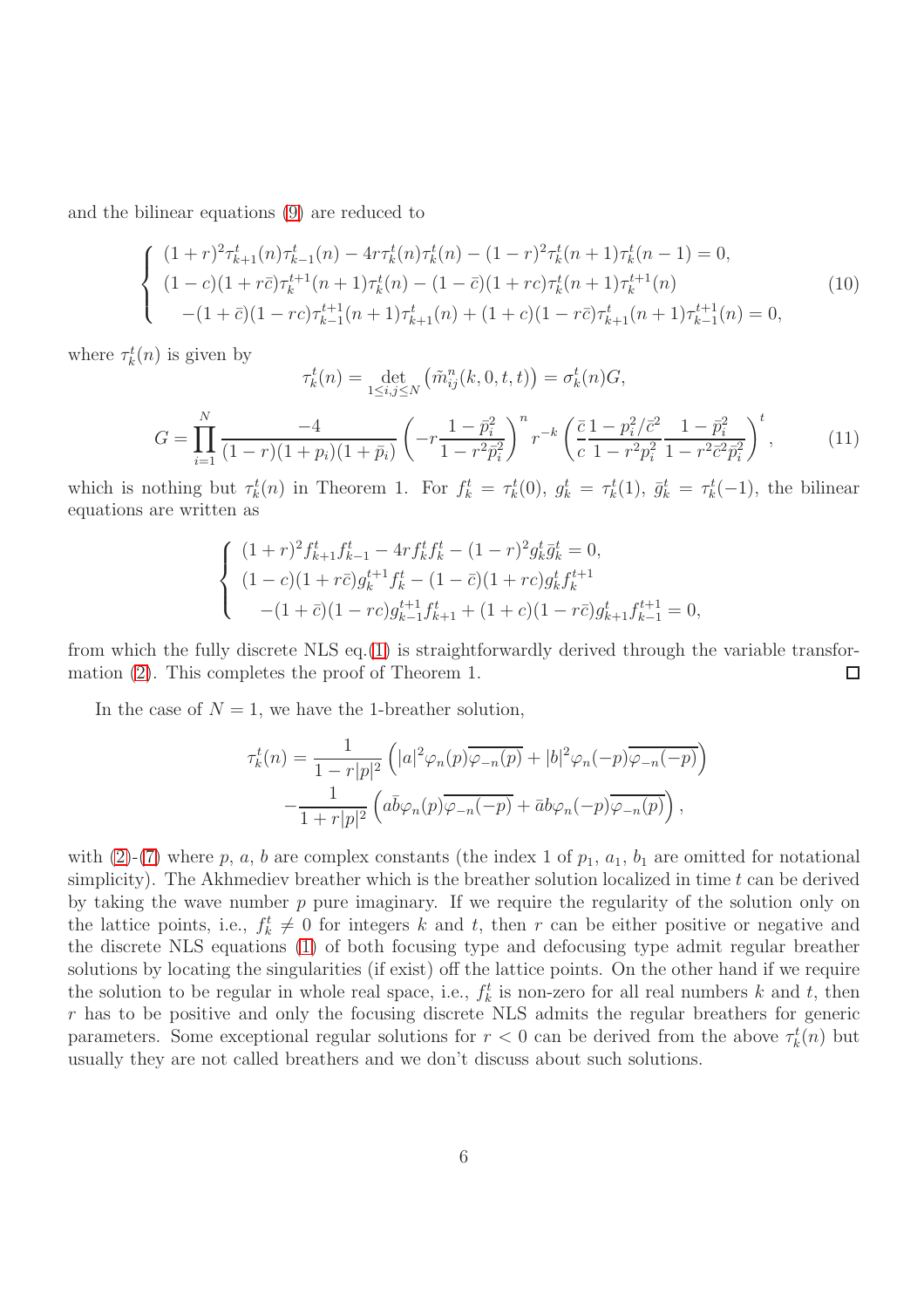and the bilinear equations (9) are reduced to

$$
\left\{
\begin{array}{l}
(1+r)^2\tau_{k+1}^t(n)\tau_{k-1}^t(n) - 4r\tau_k^t(n)\tau_k^t(n) - (1-r)^2\tau_k^t(n+1)\tau_k^t(n-1) = 0, \\
(1-c)(1+r\bar{c})\tau_k^{t+1}(n+1)\tau_k^t(n) - (1-\bar{c})(1+rc)\tau_k^t(n+1)\tau_k^{t+1}(n) \\
\quad -(1+\bar{c})(1-rc)\tau_{k-1}^{t+1}(n+1)\tau_{k+1}^t(n) + (1+c)(1-r\bar{c})\tau_{k+1}^t(n+1)\tau_{k-1}^{t+1}(n) = 0,
\end{array}
\right.
\tag{10}
$$

where $\tau_k^t(n)$ is given by

$$
\tau_k^t(n) = \det_{1\le i,j\le N}\left(\tilde{m}_{ij}^n(k,0,t,t)\right) = \sigma_k^t(n)G,
$$

$$
G = \prod_{i=1}^{N} \frac{-4}{(1-r)(1+p_i)(1+\bar{p}_i)}\left(-r\frac{1-\bar{p}_i^2}{1-r^2\bar{p}_i^2}\right)^n r^{-k}\left(\frac{\bar{c}}{c}\frac{1-p_i^2/\bar{c}^2}{1-r^2p_i^2}\frac{1-\bar{p}_i^2}{1-r^2\bar{c}^2\bar{p}_i^2}\right)^t,
\tag{11}
$$

which is nothing but $\tau_k^t(n)$ in Theorem 1. For $f_k^t = \tau_k^t(0)$, $g_k^t = \tau_k^t(1)$, $\bar{g}_k^t = \tau_k^t(-1)$, the bilinear equations are written as

$$
\left\{
\begin{array}{l}
(1+r)^2 f_{k+1}^t f_{k-1}^t - 4r f_k^t f_k^t - (1-r)^2 g_k^t \bar{g}_k^t = 0, \\
(1-c)(1+r\bar{c})g_k^{t+1} f_k^t - (1-\bar{c})(1+rc)g_k^t f_k^{t+1} \\
\quad -(1+\bar{c})(1-rc)g_{k-1}^{t+1} f_{k+1}^t + (1+c)(1-r\bar{c})g_{k+1}^t f_{k-1}^{t+1} = 0,
\end{array}
\right.
$$

from which the fully discrete NLS eq.(1) is straightforwardly derived through the variable transformation (2). This completes the proof of Theorem 1. □

In the case of $N=1$, we have the 1-breather solution,

$$
\begin{aligned}
\tau_k^t(n) = &\frac{1}{1-r|p|^2}\left(|a|^2\varphi_n(p)\overline{\varphi_{-n}(p)} + |b|^2\varphi_n(-p)\overline{\varphi_{-n}(-p)}\right) \\
&-\frac{1}{1+r|p|^2}\left(a\bar{b}\varphi_n(p)\overline{\varphi_{-n}(-p)} + \bar{a}b\varphi_n(-p)\overline{\varphi_{-n}(p)}\right),
\end{aligned}
$$

with (2)-(7) where $p$, $a$, $b$ are complex constants (the index 1 of $p_1$, $a_1$, $b_1$ are omitted for notational simplicity). The Akhmediev breather which is the breather solution localized in time $t$ can be derived by taking the wave number $p$ pure imaginary. If we require the regularity of the solution only on the lattice points, i.e., $f_k^t \neq 0$ for integers $k$ and $t$, then $r$ can be either positive or negative and the discrete NLS equations (1) of both focusing type and defocusing type admit regular breather solutions by locating the singularities (if exist) off the lattice points. On the other hand if we require the solution to be regular in whole real space, i.e., $f_k^t$ is non-zero for all real numbers $k$ and $t$, then $r$ has to be positive and only the focusing discrete NLS admits the regular breathers for generic parameters. Some exceptional regular solutions for $r<0$ can be derived from the above $\tau_k^t(n)$ but usually they are not called breathers and we don't discuss about such solutions.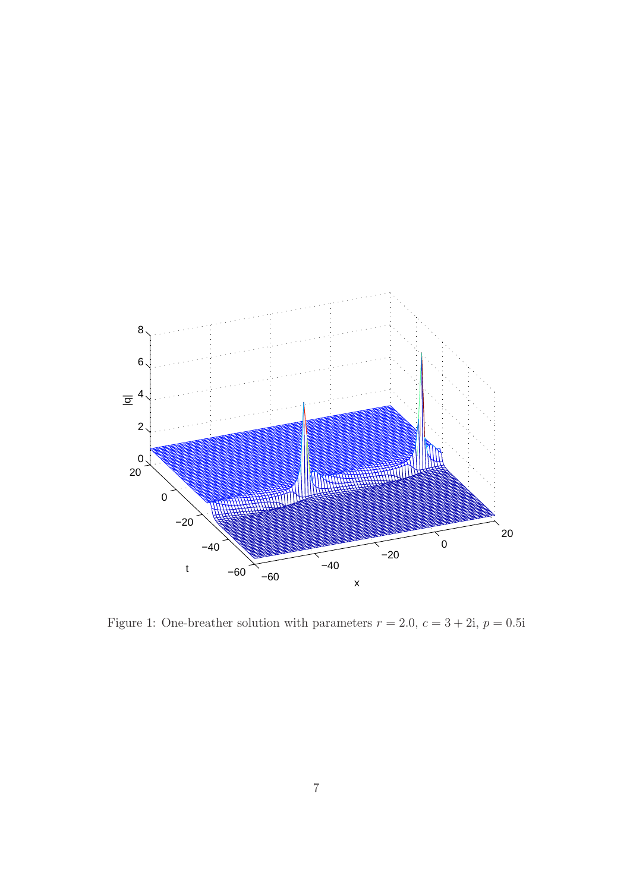Figure 1: One-breather solution with parameters $r = 2.0$, $c = 3 + 2\mathrm{i}$, $p = 0.5\mathrm{i}$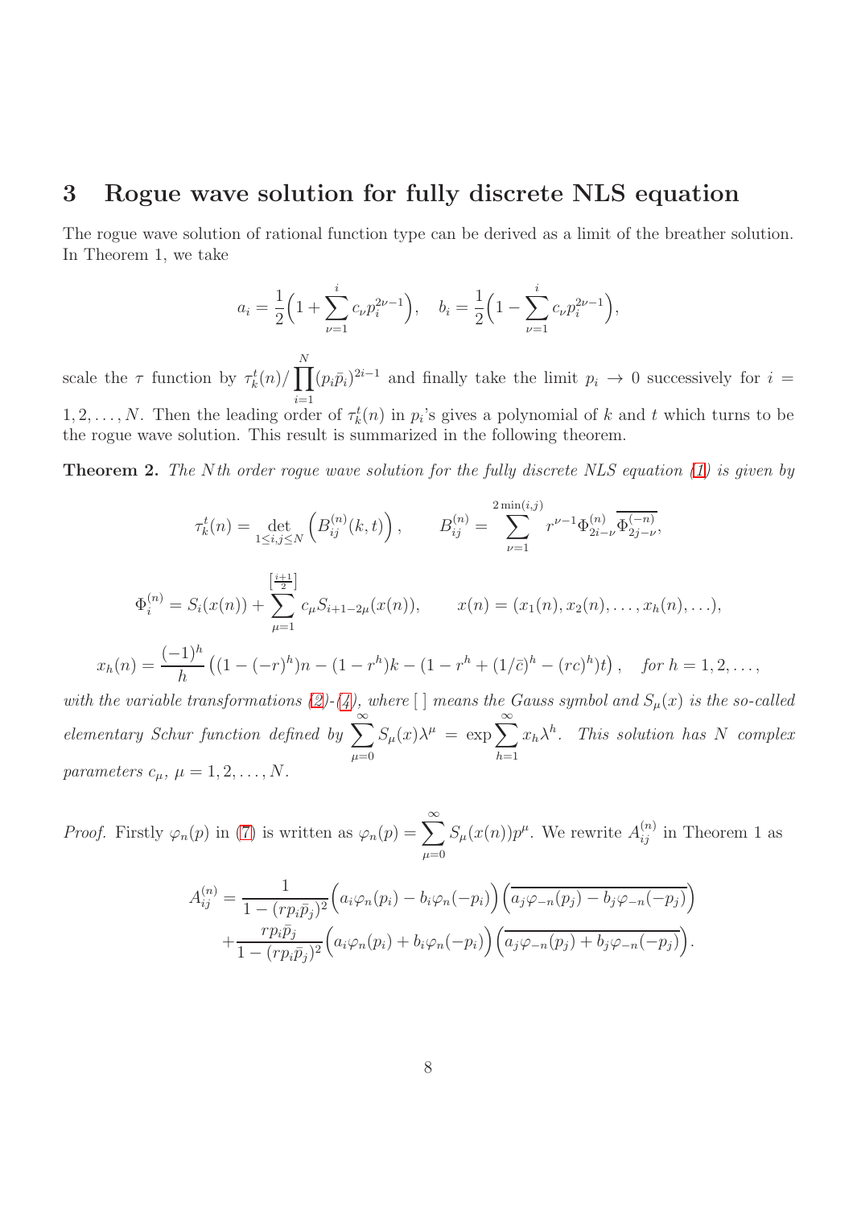## 3 Rogue wave solution for fully discrete NLS equation

The rogue wave solution of rational function type can be derived as a limit of the breather solution. In Theorem 1, we take

$$a_i = \frac{1}{2}\Big(1 + \sum_{\nu=1}^{i} c_\nu p_i^{2\nu-1}\Big), \quad b_i = \frac{1}{2}\Big(1 - \sum_{\nu=1}^{i} c_\nu p_i^{2\nu-1}\Big),$$

scale the $\tau$ function by $\tau_k^t(n)/\prod_{i=1}^{N}(p_i\bar{p}_i)^{2i-1}$ and finally take the limit $p_i \to 0$ successively for $i = 1, 2, \ldots, N$. Then the leading order of $\tau_k^t(n)$ in $p_i$'s gives a polynomial of $k$ and $t$ which turns to be the rogue wave solution. This result is summarized in the following theorem.

**Theorem 2.** *The $N$th order rogue wave solution for the fully discrete NLS equation (1) is given by*

$$\tau_k^t(n) = \det_{1\le i,j\le N}\left(B_{ij}^{(n)}(k,t)\right), \qquad B_{ij}^{(n)} = \sum_{\nu=1}^{2\min(i,j)} r^{\nu-1}\Phi_{2i-\nu}^{(n)}\overline{\Phi_{2j-\nu}^{(-n)}},$$

$$\Phi_i^{(n)} = S_i(x(n)) + \sum_{\mu=1}^{\left[\frac{i+1}{2}\right]} c_\mu S_{i+1-2\mu}(x(n)), \qquad x(n) = (x_1(n), x_2(n), \ldots, x_h(n), \ldots),$$

$$x_h(n) = \frac{(-1)^h}{h}\left((1-(-r)^h)n - (1-r^h)k - (1-r^h+(1/\bar{c})^h - (rc)^h)t\right), \quad \text{for } h = 1, 2, \ldots,$$

*with the variable transformations (2)-(4), where [ ] means the Gauss symbol and $S_\mu(x)$ is the so-called elementary Schur function defined by $\sum_{\mu=0}^{\infty} S_\mu(x)\lambda^\mu = \exp\sum_{h=1}^{\infty} x_h\lambda^h$. This solution has $N$ complex parameters $c_\mu$, $\mu = 1, 2, \ldots, N$.*

*Proof.* Firstly $\varphi_n(p)$ in (7) is written as $\varphi_n(p) = \sum_{\mu=0}^{\infty} S_\mu(x(n))p^\mu$. We rewrite $A_{ij}^{(n)}$ in Theorem 1 as

$$\begin{aligned}
A_{ij}^{(n)} = &\frac{1}{1-(rp_i\bar{p}_j)^2}\Big(a_i\varphi_n(p_i) - b_i\varphi_n(-p_i)\Big)\Big(\overline{a_j\varphi_{-n}(p_j) - b_j\varphi_{-n}(-p_j)}\Big) \\
&+ \frac{rp_i\bar{p}_j}{1-(rp_i\bar{p}_j)^2}\Big(a_i\varphi_n(p_i) + b_i\varphi_n(-p_i)\Big)\Big(\overline{a_j\varphi_{-n}(p_j) + b_j\varphi_{-n}(-p_j)}\Big).
\end{aligned}$$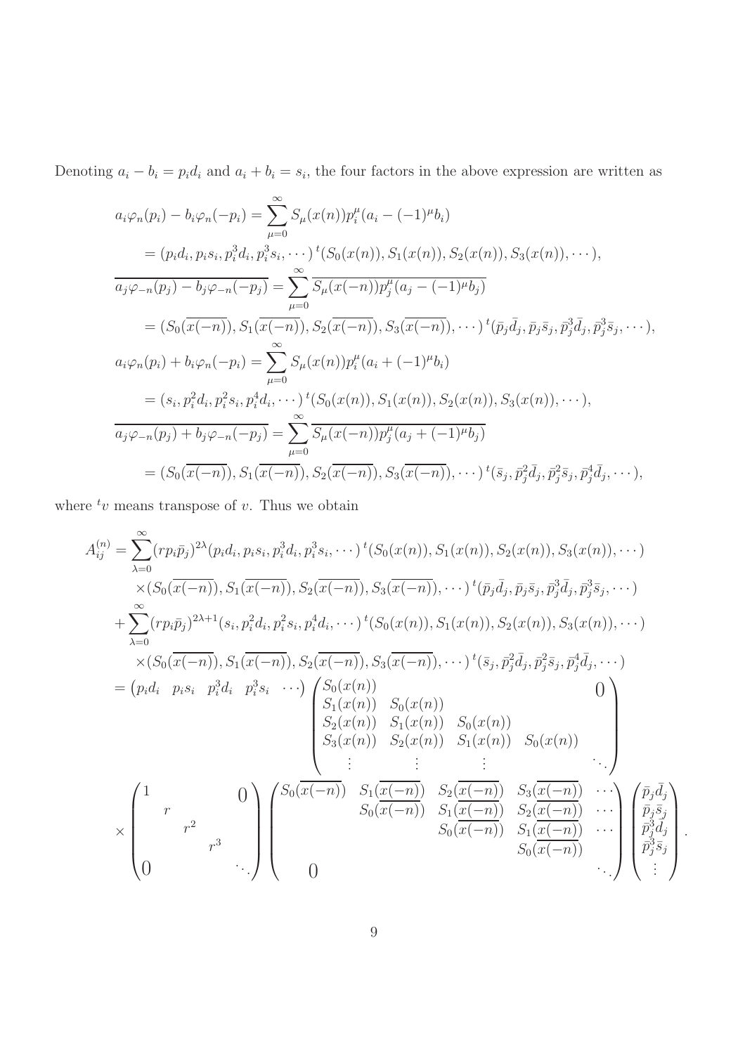Denoting $a_i - b_i = p_i d_i$ and $a_i + b_i = s_i$, the four factors in the above expression are written as

$$
\begin{aligned}
a_i\varphi_n(p_i) - b_i\varphi_n(-p_i) &= \sum_{\mu=0}^{\infty} S_\mu(x(n)) p_i^\mu (a_i - (-1)^\mu b_i) \\
&= (p_i d_i, p_i s_i, p_i^3 d_i, p_i^3 s_i, \cdots)\, {}^t(S_0(x(n)), S_1(x(n)), S_2(x(n)), S_3(x(n)), \cdots), \\
\overline{a_j\varphi_{-n}(p_j) - b_j\varphi_{-n}(-p_j)} &= \sum_{\mu=0}^{\infty} \overline{S_\mu(x(-n)) p_j^\mu (a_j - (-1)^\mu b_j)} \\
&= (S_0(\overline{x(-n)}), S_1(\overline{x(-n)}), S_2(\overline{x(-n)}), S_3(\overline{x(-n)}), \cdots)\, {}^t(\bar{p}_j \bar{d}_j, \bar{p}_j \bar{s}_j, \bar{p}_j^3 \bar{d}_j, \bar{p}_j^3 \bar{s}_j, \cdots), \\
a_i\varphi_n(p_i) + b_i\varphi_n(-p_i) &= \sum_{\mu=0}^{\infty} S_\mu(x(n)) p_i^\mu (a_i + (-1)^\mu b_i) \\
&= (s_i, p_i^2 d_i, p_i^2 s_i, p_i^4 d_i, \cdots)\, {}^t(S_0(x(n)), S_1(x(n)), S_2(x(n)), S_3(x(n)), \cdots), \\
\overline{a_j\varphi_{-n}(p_j) + b_j\varphi_{-n}(-p_j)} &= \sum_{\mu=0}^{\infty} \overline{S_\mu(x(-n)) p_j^\mu (a_j + (-1)^\mu b_j)} \\
&= (S_0(\overline{x(-n)}), S_1(\overline{x(-n)}), S_2(\overline{x(-n)}), S_3(\overline{x(-n)}), \cdots)\, {}^t(\bar{s}_j, \bar{p}_j^2 \bar{d}_j, \bar{p}_j^2 \bar{s}_j, \bar{p}_j^4 \bar{d}_j, \cdots),
\end{aligned}
$$

where ${}^t v$ means transpose of $v$. Thus we obtain

$$
\begin{aligned}
A_{ij}^{(n)} &= \sum_{\lambda=0}^{\infty} (r p_i \bar{p}_j)^{2\lambda} (p_i d_i, p_i s_i, p_i^3 d_i, p_i^3 s_i, \cdots)\, {}^t(S_0(x(n)), S_1(x(n)), S_2(x(n)), S_3(x(n)), \cdots) \\
&\quad \times (S_0(\overline{x(-n)}), S_1(\overline{x(-n)}), S_2(\overline{x(-n)}), S_3(\overline{x(-n)}), \cdots)\, {}^t(\bar{p}_j \bar{d}_j, \bar{p}_j \bar{s}_j, \bar{p}_j^3 \bar{d}_j, \bar{p}_j^3 \bar{s}_j, \cdots) \\
&\quad + \sum_{\lambda=0}^{\infty} (r p_i \bar{p}_j)^{2\lambda+1} (s_i, p_i^2 d_i, p_i^2 s_i, p_i^4 d_i, \cdots)\, {}^t(S_0(x(n)), S_1(x(n)), S_2(x(n)), S_3(x(n)), \cdots) \\
&\quad \times (S_0(\overline{x(-n)}), S_1(\overline{x(-n)}), S_2(\overline{x(-n)}), S_3(\overline{x(-n)}), \cdots)\, {}^t(\bar{s}_j, \bar{p}_j^2 \bar{d}_j, \bar{p}_j^2 \bar{s}_j, \bar{p}_j^4 \bar{d}_j, \cdots) \\
&= \begin{pmatrix} p_i d_i & p_i s_i & p_i^3 d_i & p_i^3 s_i & \cdots \end{pmatrix}
\begin{pmatrix}
S_0(x(n)) & & & & 0 \\
S_1(x(n)) & S_0(x(n)) & & & \\
S_2(x(n)) & S_1(x(n)) & S_0(x(n)) & & \\
S_3(x(n)) & S_2(x(n)) & S_1(x(n)) & S_0(x(n)) & \\
\vdots & \vdots & \vdots & & \ddots
\end{pmatrix} \\
&\quad \times
\begin{pmatrix}
1 & & & & 0 \\
 & r & & & \\
 & & r^2 & & \\
 & & & r^3 & \\
0 & & & & \ddots
\end{pmatrix}
\begin{pmatrix}
S_0(\overline{x(-n)}) & S_1(\overline{x(-n)}) & S_2(\overline{x(-n)}) & S_3(\overline{x(-n)}) & \cdots \\
 & S_0(\overline{x(-n)}) & S_1(\overline{x(-n)}) & S_2(\overline{x(-n)}) & \cdots \\
 & & S_0(\overline{x(-n)}) & S_1(\overline{x(-n)}) & \cdots \\
 & & & S_0(\overline{x(-n)}) & \\
0 & & & & \ddots
\end{pmatrix}
\begin{pmatrix}
\bar{p}_j \bar{d}_j \\ \bar{p}_j \bar{s}_j \\ \bar{p}_j^3 \bar{d}_j \\ \bar{p}_j^3 \bar{s}_j \\ \vdots
\end{pmatrix}.
\end{aligned}
$$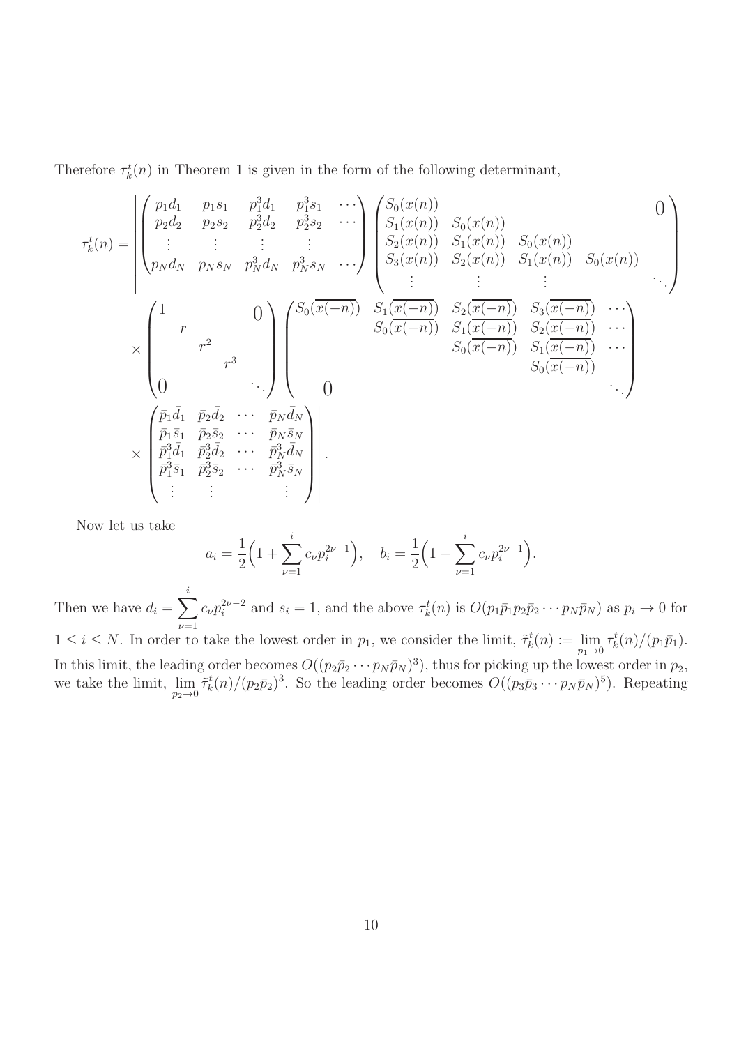Therefore $\tau_k^t(n)$ in Theorem 1 is given in the form of the following determinant,

$$
\tau_k^t(n) = \left| \begin{pmatrix} p_1 d_1 & p_1 s_1 & p_1^3 d_1 & p_1^3 s_1 & \cdots \\ p_2 d_2 & p_2 s_2 & p_2^3 d_2 & p_2^3 s_2 & \cdots \\ \vdots & \vdots & \vdots & \vdots & \\ p_N d_N & p_N s_N & p_N^3 d_N & p_N^3 s_N & \cdots \end{pmatrix} \begin{pmatrix} S_0(x(n)) & & & & 0 \\ S_1(x(n)) & S_0(x(n)) & & & \\ S_2(x(n)) & S_1(x(n)) & S_0(x(n)) & & \\ S_3(x(n)) & S_2(x(n)) & S_1(x(n)) & S_0(x(n)) & \\ \vdots & \vdots & \vdots & & \ddots \end{pmatrix} \right.
$$

$$
\times \begin{pmatrix} 1 & & & & 0 \\ & r & & & \\ & & r^2 & & \\ & & & r^3 & \\ 0 & & & & \ddots \end{pmatrix} \begin{pmatrix} S_0(\overline{x(-n)}) & S_1(\overline{x(-n)}) & S_2(\overline{x(-n)}) & S_3(\overline{x(-n)}) & \cdots \\ & S_0(\overline{x(-n)}) & S_1(\overline{x(-n)}) & S_2(\overline{x(-n)}) & \cdots \\ & & S_0(\overline{x(-n)}) & S_1(\overline{x(-n)}) & \cdots \\ & & & S_0(\overline{x(-n)}) & \\ 0 & & & & \ddots \end{pmatrix}
$$

$$
\left. \times \begin{pmatrix} \bar{p}_1 \bar{d}_1 & \bar{p}_2 \bar{d}_2 & \cdots & \bar{p}_N \bar{d}_N \\ \bar{p}_1 \bar{s}_1 & \bar{p}_2 \bar{s}_2 & \cdots & \bar{p}_N \bar{s}_N \\ \bar{p}_1^3 \bar{d}_1 & \bar{p}_2^3 \bar{d}_2 & \cdots & \bar{p}_N^3 \bar{d}_N \\ \bar{p}_1^3 \bar{s}_1 & \bar{p}_2^3 \bar{s}_2 & \cdots & \bar{p}_N^3 \bar{s}_N \\ \vdots & \vdots & & \vdots \end{pmatrix} \right|.
$$

Now let us take

$$
a_i = \frac{1}{2}\Big(1 + \sum_{\nu=1}^{i} c_\nu p_i^{2\nu-1}\Big), \quad b_i = \frac{1}{2}\Big(1 - \sum_{\nu=1}^{i} c_\nu p_i^{2\nu-1}\Big).
$$

Then we have $d_i = \displaystyle\sum_{\nu=1}^{i} c_\nu p_i^{2\nu-2}$ and $s_i = 1$, and the above $\tau_k^t(n)$ is $O(p_1\bar{p}_1 p_2\bar{p}_2 \cdots p_N\bar{p}_N)$ as $p_i \to 0$ for $1 \le i \le N$. In order to take the lowest order in $p_1$, we consider the limit, $\tilde{\tau}_k^t(n) := \lim_{p_1 \to 0} \tau_k^t(n)/(p_1\bar{p}_1)$. In this limit, the leading order becomes $O((p_2\bar{p}_2 \cdots p_N\bar{p}_N)^3)$, thus for picking up the lowest order in $p_2$, we take the limit, $\lim_{p_2 \to 0} \tilde{\tau}_k^t(n)/(p_2\bar{p}_2)^3$. So the leading order becomes $O((p_3\bar{p}_3 \cdots p_N\bar{p}_N)^5)$. Repeating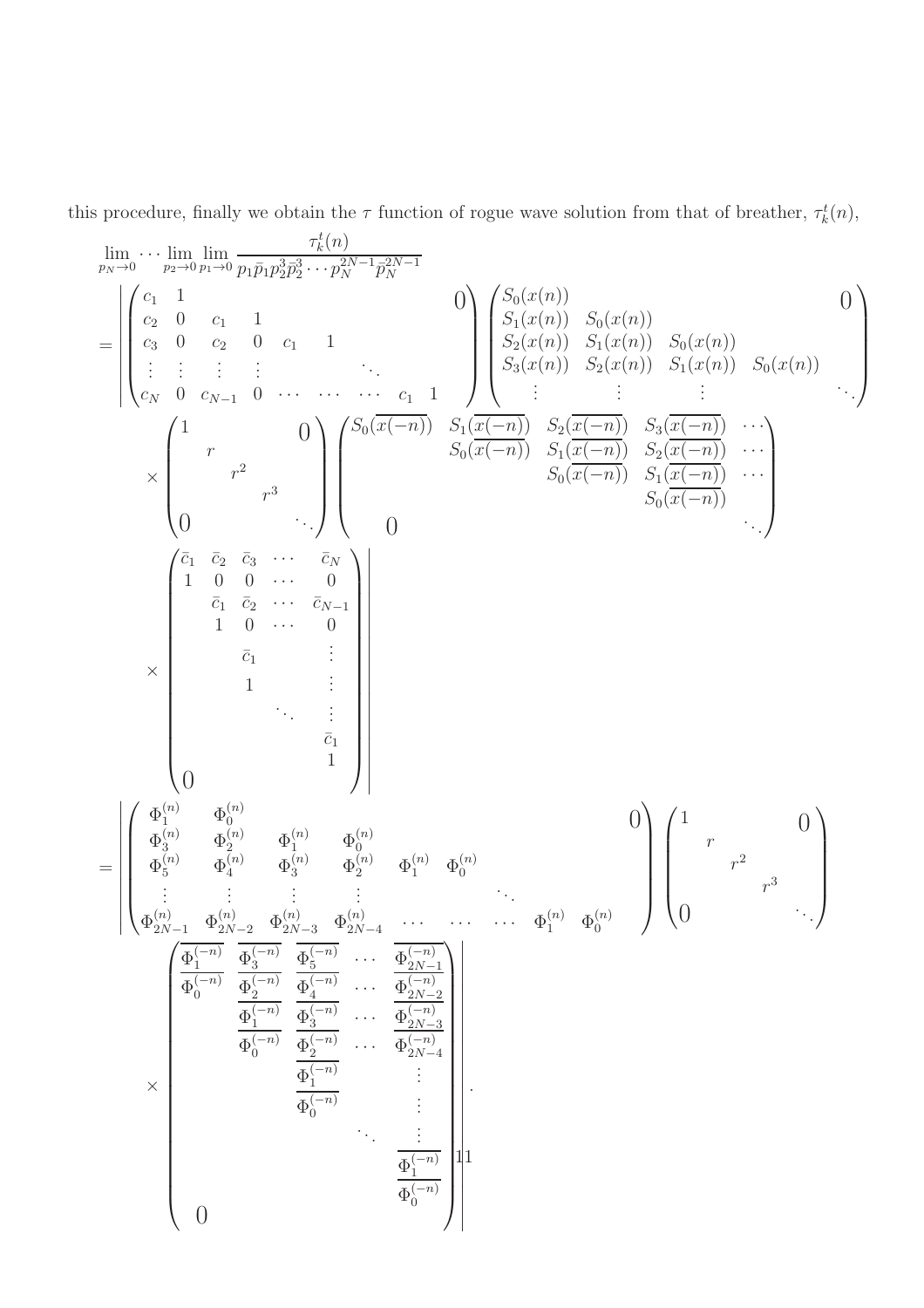this procedure, finally we obtain the $\tau$ function of rogue wave solution from that of breather, $\tau_k^t(n)$,

$$
\begin{aligned}
&\lim_{p_N\to 0}\cdots\lim_{p_2\to 0}\lim_{p_1\to 0}\frac{\tau_k^t(n)}{p_1\bar{p}_1 p_2^3\bar{p}_2^3\cdots p_N^{2N-1}\bar{p}_N^{2N-1}}\\
&=\left|\begin{pmatrix}
c_1 & 1 & & & & & & & & 0\\
c_2 & 0 & c_1 & 1 & & & & & & \\
c_3 & 0 & c_2 & 0 & c_1 & 1 & & & & \\
\vdots & \vdots & \vdots & \vdots & & & \ddots & & & \\
c_N & 0 & c_{N-1} & 0 & \cdots & \cdots & \cdots & c_1 & 1 &
\end{pmatrix}
\begin{pmatrix}
S_0(x(n)) & & & & 0\\
S_1(x(n)) & S_0(x(n)) & & & \\
S_2(x(n)) & S_1(x(n)) & S_0(x(n)) & & \\
S_3(x(n)) & S_2(x(n)) & S_1(x(n)) & S_0(x(n)) & \\
\vdots & \vdots & \vdots & & \ddots
\end{pmatrix}\right.\\
&\quad\times\begin{pmatrix}
1 & & & & 0\\
 & r & & & \\
 & & r^2 & & \\
 & & & r^3 & \\
0 & & & & \ddots
\end{pmatrix}
\begin{pmatrix}
S_0(\overline{x(-n)}) & S_1(\overline{x(-n)}) & S_2(\overline{x(-n)}) & S_3(\overline{x(-n)}) & \cdots\\
 & S_0(\overline{x(-n)}) & S_1(\overline{x(-n)}) & S_2(\overline{x(-n)}) & \cdots\\
 & & S_0(\overline{x(-n)}) & S_1(\overline{x(-n)}) & \cdots\\
 & & & S_0(\overline{x(-n)}) & \\
0 & & & & \ddots
\end{pmatrix}\\
&\quad\times\left.\begin{pmatrix}
\bar{c}_1 & \bar{c}_2 & \bar{c}_3 & \cdots & \bar{c}_N\\
1 & 0 & 0 & \cdots & 0\\
 & \bar{c}_1 & \bar{c}_2 & \cdots & \bar{c}_{N-1}\\
 & 1 & 0 & \cdots & 0\\
 & & \bar{c}_1 & & \vdots\\
 & & 1 & & \vdots\\
 & & & \ddots & \vdots\\
 & & & & \bar{c}_1\\
 & & & & 1\\
0 & & & &
\end{pmatrix}\right|\\
&=\left|\begin{pmatrix}
\Phi_1^{(n)} & \Phi_0^{(n)} & & & & & & & 0\\
\Phi_3^{(n)} & \Phi_2^{(n)} & \Phi_1^{(n)} & \Phi_0^{(n)} & & & & & \\
\Phi_5^{(n)} & \Phi_4^{(n)} & \Phi_3^{(n)} & \Phi_2^{(n)} & \Phi_1^{(n)} & \Phi_0^{(n)} & & & \\
\vdots & \vdots & \vdots & \vdots & & & \ddots & & \\
\Phi_{2N-1}^{(n)} & \Phi_{2N-2}^{(n)} & \Phi_{2N-3}^{(n)} & \Phi_{2N-4}^{(n)} & \cdots & \cdots & \cdots & \Phi_1^{(n)} & \Phi_0^{(n)}
\end{pmatrix}
\begin{pmatrix}
1 & & & & 0\\
 & r & & & \\
 & & r^2 & & \\
 & & & r^3 & \\
0 & & & & \ddots
\end{pmatrix}\right.\\
&\quad\times\left.\begin{pmatrix}
\overline{\Phi_1^{(-n)}} & \overline{\Phi_3^{(-n)}} & \overline{\Phi_5^{(-n)}} & \cdots & \overline{\Phi_{2N-1}^{(-n)}}\\
\overline{\Phi_0^{(-n)}} & \overline{\Phi_2^{(-n)}} & \overline{\Phi_4^{(-n)}} & \cdots & \overline{\Phi_{2N-2}^{(-n)}}\\
 & \overline{\Phi_1^{(-n)}} & \overline{\Phi_3^{(-n)}} & \cdots & \overline{\Phi_{2N-3}^{(-n)}}\\
 & \overline{\Phi_0^{(-n)}} & \overline{\Phi_2^{(-n)}} & \cdots & \overline{\Phi_{2N-4}^{(-n)}}\\
 & & \overline{\Phi_1^{(-n)}} & & \vdots\\
 & & \overline{\Phi_0^{(-n)}} & & \vdots\\
 & & & \ddots & \vdots\\
 & & & & \overline{\Phi_1^{(-n)}}\\
 & & & & \overline{\Phi_0^{(-n)}}\\
0 & & & &
\end{pmatrix}\right|.
\end{aligned}
$$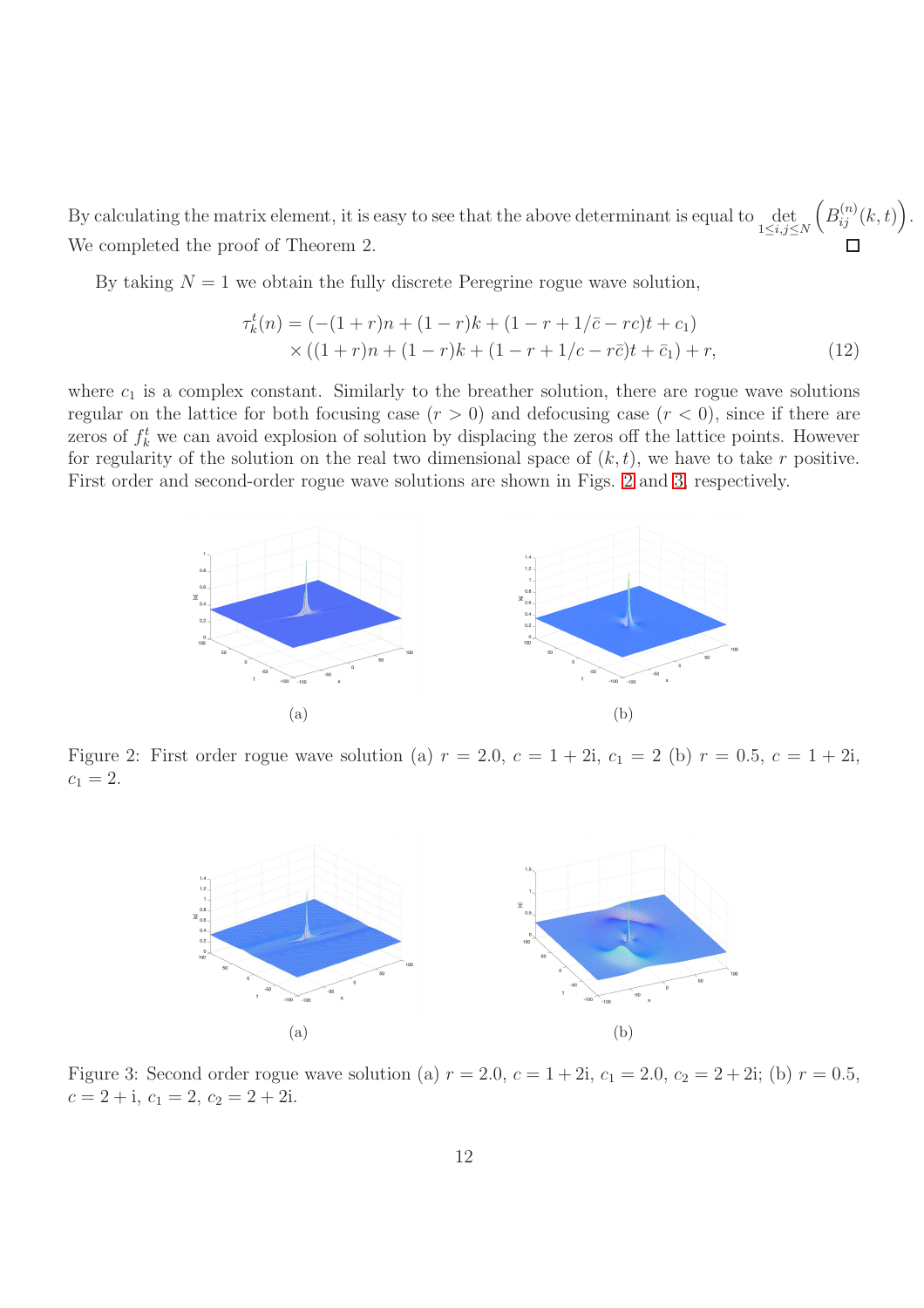By calculating the matrix element, it is easy to see that the above determinant is equal to $\det_{1\le i,j\le N}\left(B_{ij}^{(n)}(k,t)\right)$. We completed the proof of Theorem 2. $\square$

By taking $N=1$ we obtain the fully discrete Peregrine rogue wave solution,

$$
\begin{aligned}
\tau_k^t(n) = & \left(-(1+r)n + (1-r)k + (1-r+1/\bar{c} - rc)t + c_1\right) \\
& \times \left((1+r)n + (1-r)k + (1-r+1/c - r\bar{c})t + \bar{c}_1\right) + r,
\end{aligned} \tag{12}
$$

where $c_1$ is a complex constant. Similarly to the breather solution, there are rogue wave solutions regular on the lattice for both focusing case ($r>0$) and defocusing case ($r<0$), since if there are zeros of $f_k^t$ we can avoid explosion of solution by displacing the zeros off the lattice points. However for regularity of the solution on the real two dimensional space of $(k,t)$, we have to take $r$ positive. First order and second-order rogue wave solutions are shown in Figs. 2 and 3, respectively.

(a)

(b)

Figure 2: First order rogue wave solution (a) $r=2.0$, $c=1+2\mathrm{i}$, $c_1=2$ (b) $r=0.5$, $c=1+2\mathrm{i}$, $c_1=2$.

(a)

(b)

Figure 3: Second order rogue wave solution (a) $r=2.0$, $c=1+2\mathrm{i}$, $c_1=2.0$, $c_2=2+2\mathrm{i}$; (b) $r=0.5$, $c=2+\mathrm{i}$, $c_1=2$, $c_2=2+2\mathrm{i}$.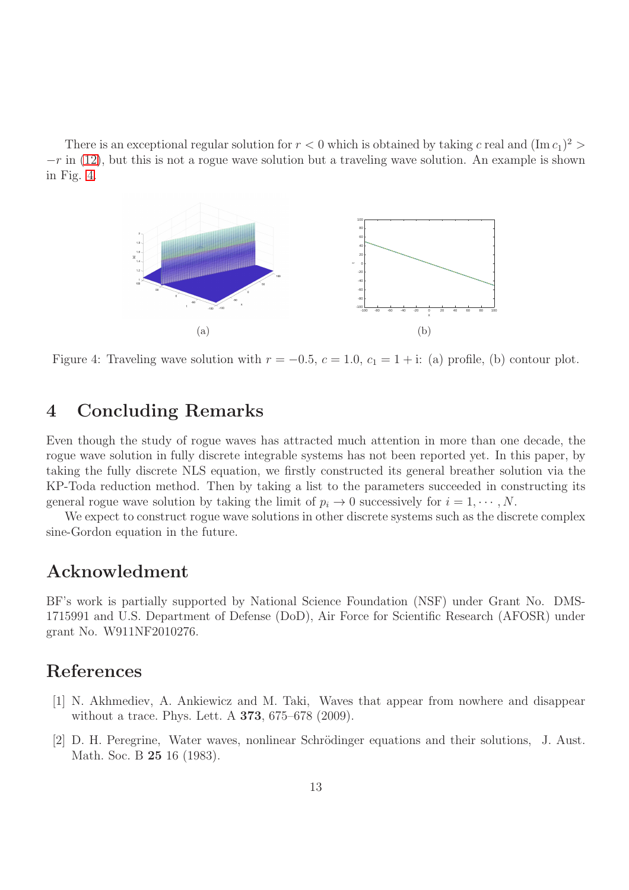There is an exceptional regular solution for $r < 0$ which is obtained by taking $c$ real and $(\operatorname{Im} c_1)^2 > -r$ in (12), but this is not a rogue wave solution but a traveling wave solution. An example is shown in Fig. 4.

(a)

(b)

Figure 4: Traveling wave solution with $r = -0.5$, $c = 1.0$, $c_1 = 1 + \mathrm{i}$: (a) profile, (b) contour plot.

## 4 Concluding Remarks

Even though the study of rogue waves has attracted much attention in more than one decade, the rogue wave solution in fully discrete integrable systems has not been reported yet. In this paper, by taking the fully discrete NLS equation, we firstly constructed its general breather solution via the KP-Toda reduction method. Then by taking a list to the parameters succeeded in constructing its general rogue wave solution by taking the limit of $p_i \to 0$ successively for $i = 1, \cdots, N$.

We expect to construct rogue wave solutions in other discrete systems such as the discrete complex sine-Gordon equation in the future.

## Acknowledment

BF's work is partially supported by National Science Foundation (NSF) under Grant No. DMS-1715991 and U.S. Department of Defense (DoD), Air Force for Scientific Research (AFOSR) under grant No. W911NF2010276.

## References

[1] N. Akhmediev, A. Ankiewicz and M. Taki, Waves that appear from nowhere and disappear without a trace. Phys. Lett. A **373**, 675–678 (2009).

[2] D. H. Peregrine, Water waves, nonlinear Schrödinger equations and their solutions, J. Aust. Math. Soc. B **25** 16 (1983).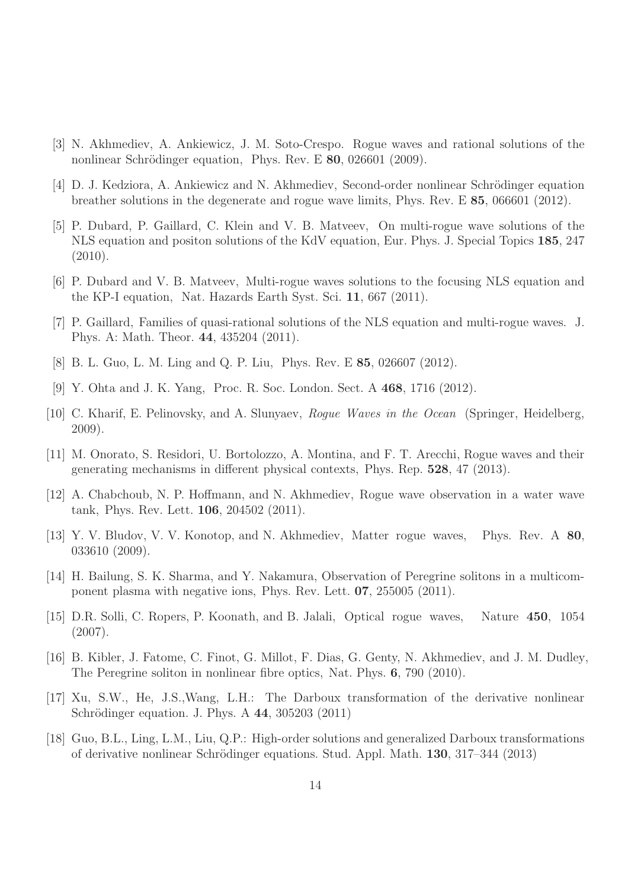[3] N. Akhmediev, A. Ankiewicz, J. M. Soto-Crespo. Rogue waves and rational solutions of the nonlinear Schrödinger equation, Phys. Rev. E **80**, 026601 (2009).

[4] D. J. Kedziora, A. Ankiewicz and N. Akhmediev, Second-order nonlinear Schrödinger equation breather solutions in the degenerate and rogue wave limits, Phys. Rev. E **85**, 066601 (2012).

[5] P. Dubard, P. Gaillard, C. Klein and V. B. Matveev, On multi-rogue wave solutions of the NLS equation and positon solutions of the KdV equation, Eur. Phys. J. Special Topics **185**, 247 (2010).

[6] P. Dubard and V. B. Matveev, Multi-rogue waves solutions to the focusing NLS equation and the KP-I equation, Nat. Hazards Earth Syst. Sci. **11**, 667 (2011).

[7] P. Gaillard, Families of quasi-rational solutions of the NLS equation and multi-rogue waves. J. Phys. A: Math. Theor. **44**, 435204 (2011).

[8] B. L. Guo, L. M. Ling and Q. P. Liu, Phys. Rev. E **85**, 026607 (2012).

[9] Y. Ohta and J. K. Yang, Proc. R. Soc. London. Sect. A **468**, 1716 (2012).

[10] C. Kharif, E. Pelinovsky, and A. Slunyaev, *Rogue Waves in the Ocean* (Springer, Heidelberg, 2009).

[11] M. Onorato, S. Residori, U. Bortolozzo, A. Montina, and F. T. Arecchi, Rogue waves and their generating mechanisms in different physical contexts, Phys. Rep. **528**, 47 (2013).

[12] A. Chabchoub, N. P. Hoffmann, and N. Akhmediev, Rogue wave observation in a water wave tank, Phys. Rev. Lett. **106**, 204502 (2011).

[13] Y. V. Bludov, V. V. Konotop, and N. Akhmediev, Matter rogue waves, Phys. Rev. A **80**, 033610 (2009).

[14] H. Bailung, S. K. Sharma, and Y. Nakamura, Observation of Peregrine solitons in a multicomponent plasma with negative ions, Phys. Rev. Lett. **07**, 255005 (2011).

[15] D.R. Solli, C. Ropers, P. Koonath, and B. Jalali, Optical rogue waves, Nature **450**, 1054 (2007).

[16] B. Kibler, J. Fatome, C. Finot, G. Millot, F. Dias, G. Genty, N. Akhmediev, and J. M. Dudley, The Peregrine soliton in nonlinear fibre optics, Nat. Phys. **6**, 790 (2010).

[17] Xu, S.W., He, J.S.,Wang, L.H.: The Darboux transformation of the derivative nonlinear Schrödinger equation. J. Phys. A **44**, 305203 (2011)

[18] Guo, B.L., Ling, L.M., Liu, Q.P.: High-order solutions and generalized Darboux transformations of derivative nonlinear Schrödinger equations. Stud. Appl. Math. **130**, 317–344 (2013)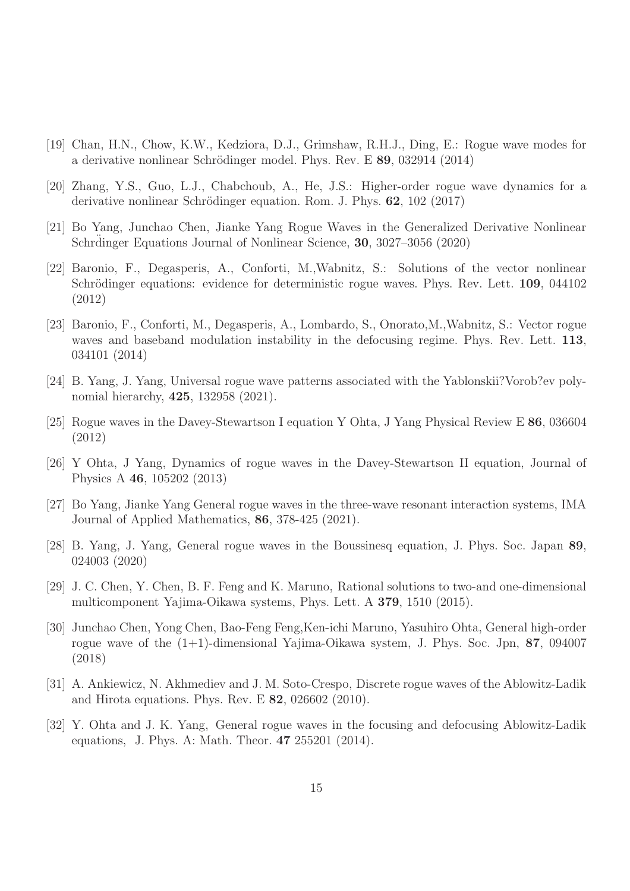- [19] Chan, H.N., Chow, K.W., Kedziora, D.J., Grimshaw, R.H.J., Ding, E.: Rogue wave modes for a derivative nonlinear Schrödinger model. Phys. Rev. E **89**, 032914 (2014)
- [20] Zhang, Y.S., Guo, L.J., Chabchoub, A., He, J.S.: Higher-order rogue wave dynamics for a derivative nonlinear Schrödinger equation. Rom. J. Phys. **62**, 102 (2017)
- [21] Bo Yang, Junchao Chen, Jianke Yang Rogue Waves in the Generalized Derivative Nonlinear Schrdinger Equations Journal of Nonlinear Science, **30**, 3027–3056 (2020)
- [22] Baronio, F., Degasperis, A., Conforti, M.,Wabnitz, S.: Solutions of the vector nonlinear Schrödinger equations: evidence for deterministic rogue waves. Phys. Rev. Lett. **109**, 044102 (2012)
- [23] Baronio, F., Conforti, M., Degasperis, A., Lombardo, S., Onorato,M.,Wabnitz, S.: Vector rogue waves and baseband modulation instability in the defocusing regime. Phys. Rev. Lett. **113**, 034101 (2014)
- [24] B. Yang, J. Yang, Universal rogue wave patterns associated with the Yablonskii?Vorob?ev polynomial hierarchy, **425**, 132958 (2021).
- [25] Rogue waves in the Davey-Stewartson I equation Y Ohta, J Yang Physical Review E **86**, 036604 (2012)
- [26] Y Ohta, J Yang, Dynamics of rogue waves in the Davey-Stewartson II equation, Journal of Physics A **46**, 105202 (2013)
- [27] Bo Yang, Jianke Yang General rogue waves in the three-wave resonant interaction systems, IMA Journal of Applied Mathematics, **86**, 378-425 (2021).
- [28] B. Yang, J. Yang, General rogue waves in the Boussinesq equation, J. Phys. Soc. Japan **89**, 024003 (2020)
- [29] J. C. Chen, Y. Chen, B. F. Feng and K. Maruno, Rational solutions to two-and one-dimensional multicomponent Yajima-Oikawa systems, Phys. Lett. A **379**, 1510 (2015).
- [30] Junchao Chen, Yong Chen, Bao-Feng Feng,Ken-ichi Maruno, Yasuhiro Ohta, General high-order rogue wave of the (1+1)-dimensional Yajima-Oikawa system, J. Phys. Soc. Jpn, **87**, 094007 (2018)
- [31] A. Ankiewicz, N. Akhmediev and J. M. Soto-Crespo, Discrete rogue waves of the Ablowitz-Ladik and Hirota equations. Phys. Rev. E **82**, 026602 (2010).
- [32] Y. Ohta and J. K. Yang, General rogue waves in the focusing and defocusing Ablowitz-Ladik equations, J. Phys. A: Math. Theor. **47** 255201 (2014).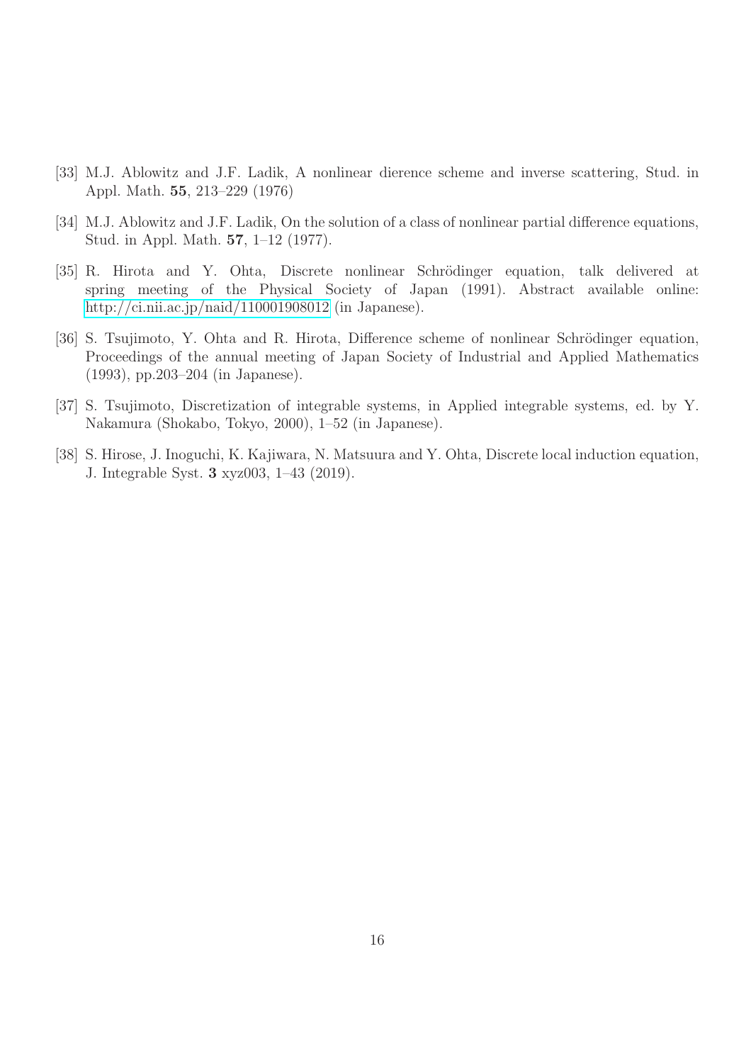[33] M.J. Ablowitz and J.F. Ladik, A nonlinear dierence scheme and inverse scattering, Stud. in Appl. Math. **55**, 213–229 (1976)

[34] M.J. Ablowitz and J.F. Ladik, On the solution of a class of nonlinear partial difference equations, Stud. in Appl. Math. **57**, 1–12 (1977).

[35] R. Hirota and Y. Ohta, Discrete nonlinear Schrödinger equation, talk delivered at spring meeting of the Physical Society of Japan (1991). Abstract available online: http://ci.nii.ac.jp/naid/110001908012 (in Japanese).

[36] S. Tsujimoto, Y. Ohta and R. Hirota, Difference scheme of nonlinear Schrödinger equation, Proceedings of the annual meeting of Japan Society of Industrial and Applied Mathematics (1993), pp.203–204 (in Japanese).

[37] S. Tsujimoto, Discretization of integrable systems, in Applied integrable systems, ed. by Y. Nakamura (Shokabo, Tokyo, 2000), 1–52 (in Japanese).

[38] S. Hirose, J. Inoguchi, K. Kajiwara, N. Matsuura and Y. Ohta, Discrete local induction equation, J. Integrable Syst. **3** xyz003, 1–43 (2019).